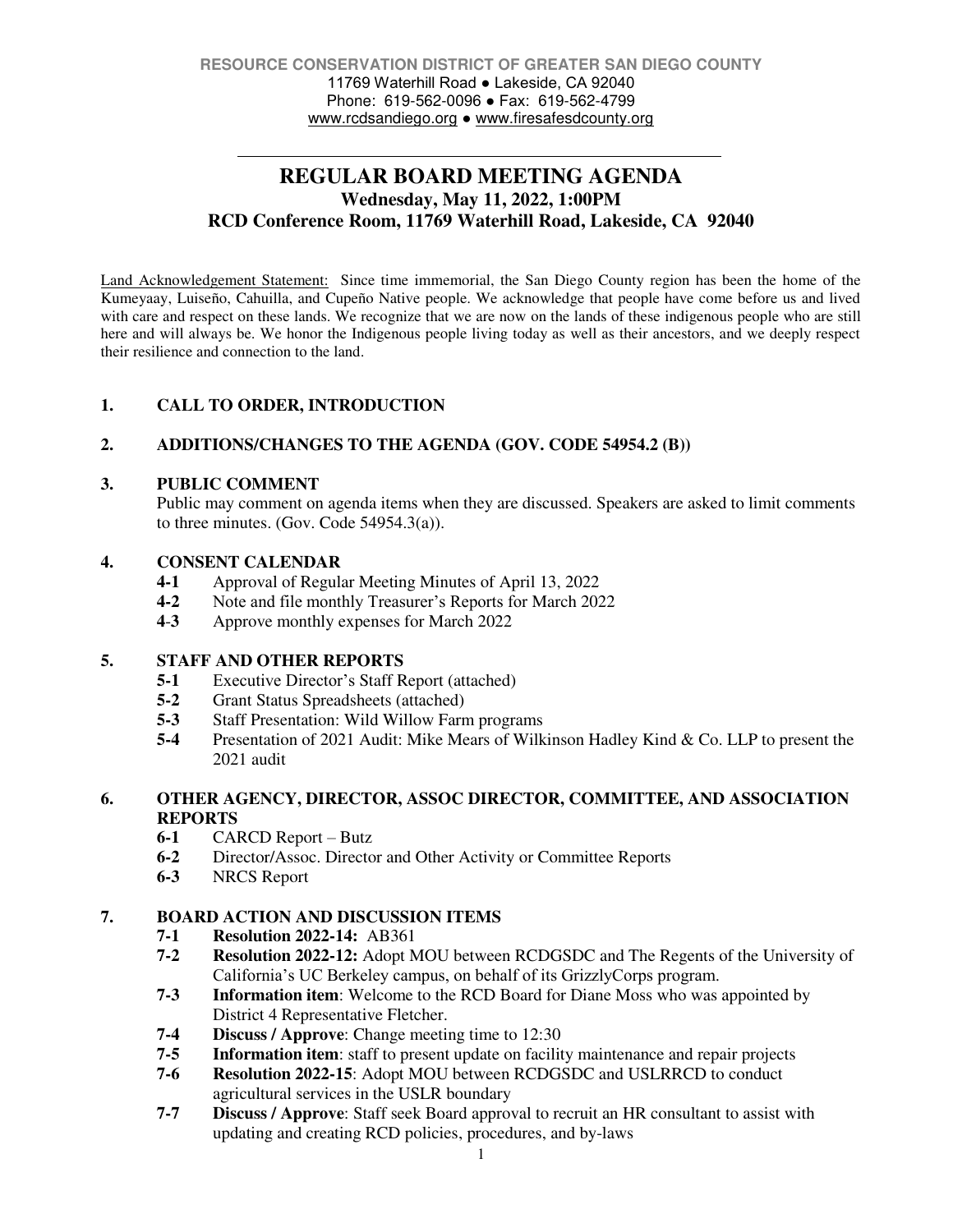RESOURCE CONSERVATION DISTRICT OF GREATER SAN DIEGO COUNTY
11769 Waterhill Road ● Lakeside, CA 92040
Phone: 619-562-0096 ● Fax: 619-562-4799
www.rcdsandiego.org ● www.firesafesdcounty.org

# REGULAR BOARD MEETING AGENDA

## Wednesday, May 11, 2022, 1:00PM
## RCD Conference Room, 11769 Waterhill Road, Lakeside, CA 92040

Land Acknowledgement Statement: Since time immemorial, the San Diego County region has been the home of the Kumeyaay, Luiseño, Cahuilla, and Cupeño Native people. We acknowledge that people have come before us and lived with care and respect on these lands. We recognize that we are now on the lands of these indigenous people who are still here and will always be. We honor the Indigenous people living today as well as their ancestors, and we deeply respect their resilience and connection to the land.

### 1. CALL TO ORDER, INTRODUCTION

### 2. ADDITIONS/CHANGES TO THE AGENDA (GOV. CODE 54954.2 (B))

### 3. PUBLIC COMMENT

Public may comment on agenda items when they are discussed. Speakers are asked to limit comments to three minutes. (Gov. Code 54954.3(a)).

### 4. CONSENT CALENDAR

- **4-1** Approval of Regular Meeting Minutes of April 13, 2022
- **4-2** Note and file monthly Treasurer's Reports for March 2022
- **4-3** Approve monthly expenses for March 2022

### 5. STAFF AND OTHER REPORTS

- **5-1** Executive Director's Staff Report (attached)
- **5-2** Grant Status Spreadsheets (attached)
- **5-3** Staff Presentation: Wild Willow Farm programs
- **5-4** Presentation of 2021 Audit: Mike Mears of Wilkinson Hadley Kind & Co. LLP to present the 2021 audit

### 6. OTHER AGENCY, DIRECTOR, ASSOC DIRECTOR, COMMITTEE, AND ASSOCIATION REPORTS

- **6-1** CARCD Report – Butz
- **6-2** Director/Assoc. Director and Other Activity or Committee Reports
- **6-3** NRCS Report

### 7. BOARD ACTION AND DISCUSSION ITEMS

- **7-1** **Resolution 2022-14:** AB361
- **7-2** **Resolution 2022-12:** Adopt MOU between RCDGSDC and The Regents of the University of California's UC Berkeley campus, on behalf of its GrizzlyCorps program.
- **7-3** **Information item**: Welcome to the RCD Board for Diane Moss who was appointed by District 4 Representative Fletcher.
- **7-4** **Discuss / Approve**: Change meeting time to 12:30
- **7-5** **Information item**: staff to present update on facility maintenance and repair projects
- **7-6** **Resolution 2022-15**: Adopt MOU between RCDGSDC and USLRRCD to conduct agricultural services in the USLR boundary
- **7-7** **Discuss / Approve**: Staff seek Board approval to recruit an HR consultant to assist with updating and creating RCD policies, procedures, and by-laws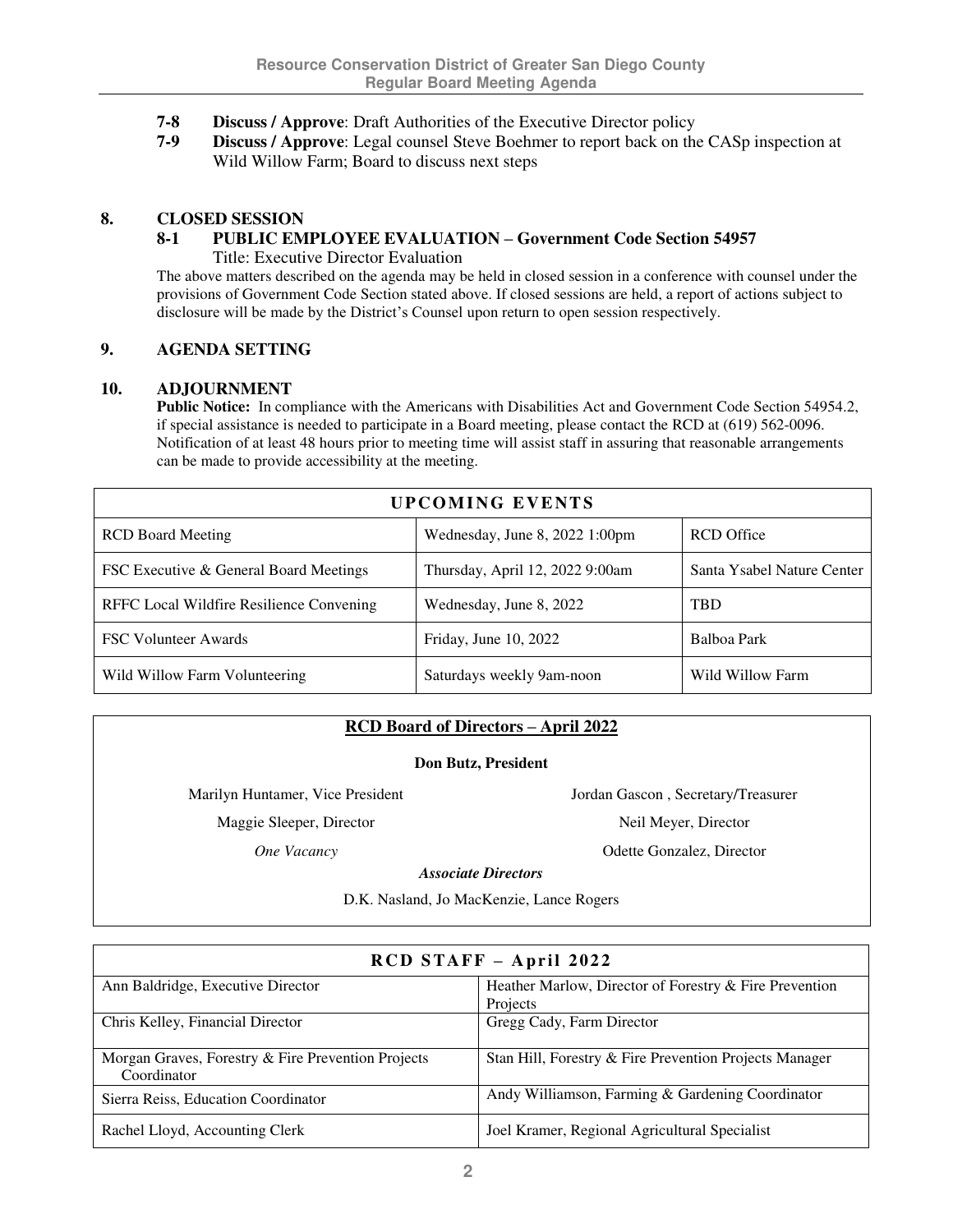**7-8 Discuss / Approve**: Draft Authorities of the Executive Director policy

**7-9 Discuss / Approve**: Legal counsel Steve Boehmer to report back on the CASp inspection at Wild Willow Farm; Board to discuss next steps

## 8. CLOSED SESSION

### 8-1 PUBLIC EMPLOYEE EVALUATION – Government Code Section 54957

Title: Executive Director Evaluation

The above matters described on the agenda may be held in closed session in a conference with counsel under the provisions of Government Code Section stated above. If closed sessions are held, a report of actions subject to disclosure will be made by the District's Counsel upon return to open session respectively.

## 9. AGENDA SETTING

## 10. ADJOURNMENT

**Public Notice:** In compliance with the Americans with Disabilities Act and Government Code Section 54954.2, if special assistance is needed to participate in a Board meeting, please contact the RCD at (619) 562-0096. Notification of at least 48 hours prior to meeting time will assist staff in assuring that reasonable arrangements can be made to provide accessibility at the meeting.

| UPCOMING EVENTS | | |
|---|---|---|
| RCD Board Meeting | Wednesday, June 8, 2022 1:00pm | RCD Office |
| FSC Executive & General Board Meetings | Thursday, April 12, 2022 9:00am | Santa Ysabel Nature Center |
| RFFC Local Wildfire Resilience Convening | Wednesday, June 8, 2022 | TBD |
| FSC Volunteer Awards | Friday, June 10, 2022 | Balboa Park |
| Wild Willow Farm Volunteering | Saturdays weekly 9am-noon | Wild Willow Farm |

**RCD Board of Directors – April 2022**

**Don Butz, President**

| | |
|---|---|
| Marilyn Huntamer, Vice President | Jordan Gascon , Secretary/Treasurer |
| Maggie Sleeper, Director | Neil Meyer, Director |
| *One Vacancy* | Odette Gonzalez, Director |

***Associate Directors***

D.K. Nasland, Jo MacKenzie, Lance Rogers

| RCD STAFF – April 2022 | |
|---|---|
| Ann Baldridge, Executive Director | Heather Marlow, Director of Forestry & Fire Prevention Projects |
| Chris Kelley, Financial Director | Gregg Cady, Farm Director |
| Morgan Graves, Forestry & Fire Prevention Projects Coordinator | Stan Hill, Forestry & Fire Prevention Projects Manager |
| Sierra Reiss, Education Coordinator | Andy Williamson, Farming & Gardening Coordinator |
| Rachel Lloyd, Accounting Clerk | Joel Kramer, Regional Agricultural Specialist |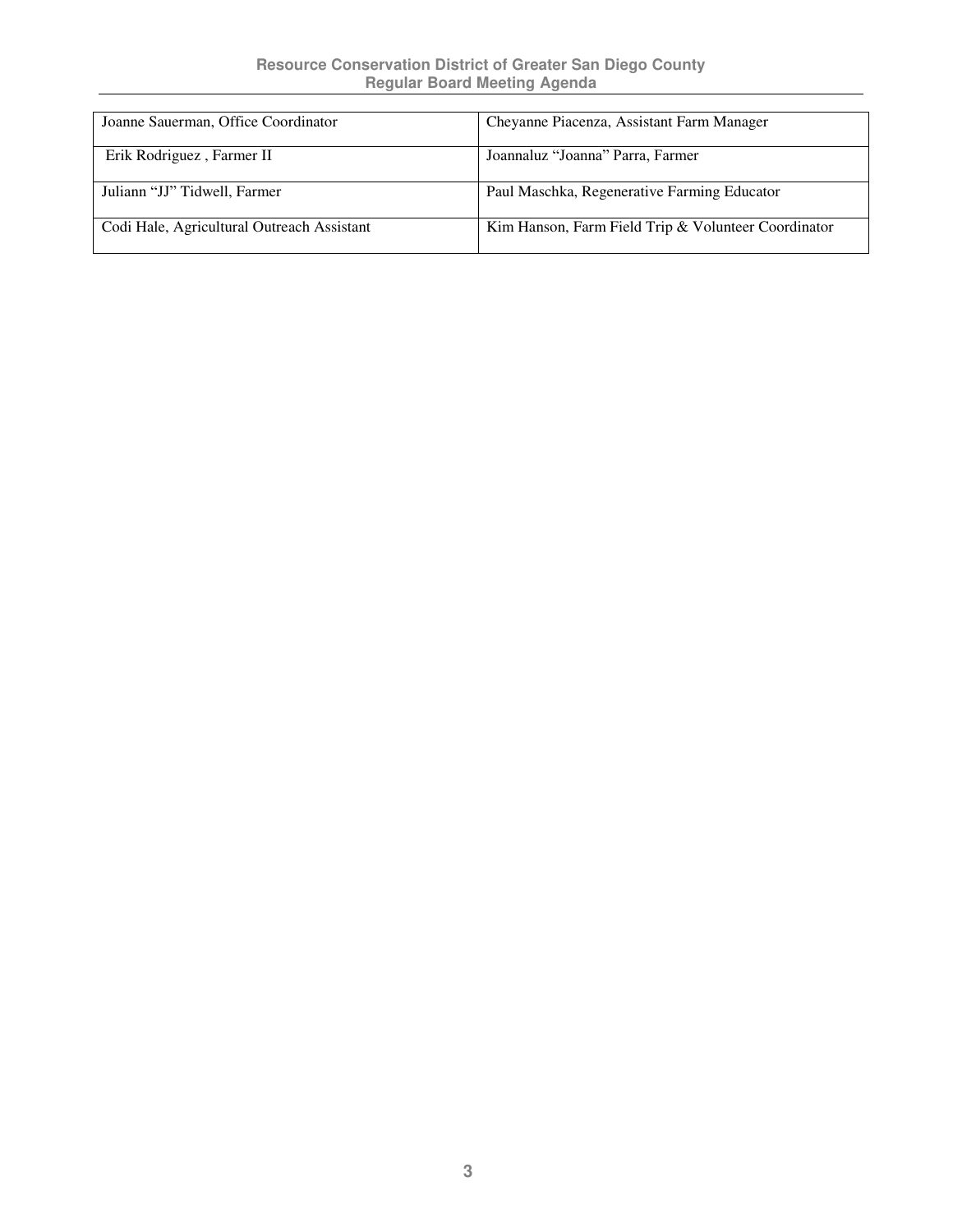| | |
|---|---|
| Joanne Sauerman, Office Coordinator | Cheyanne Piacenza, Assistant Farm Manager |
| Erik Rodriguez , Farmer II | Joannaluz “Joanna” Parra, Farmer |
| Juliann “JJ” Tidwell, Farmer | Paul Maschka, Regenerative Farming Educator |
| Codi Hale, Agricultural Outreach Assistant | Kim Hanson, Farm Field Trip & Volunteer Coordinator |